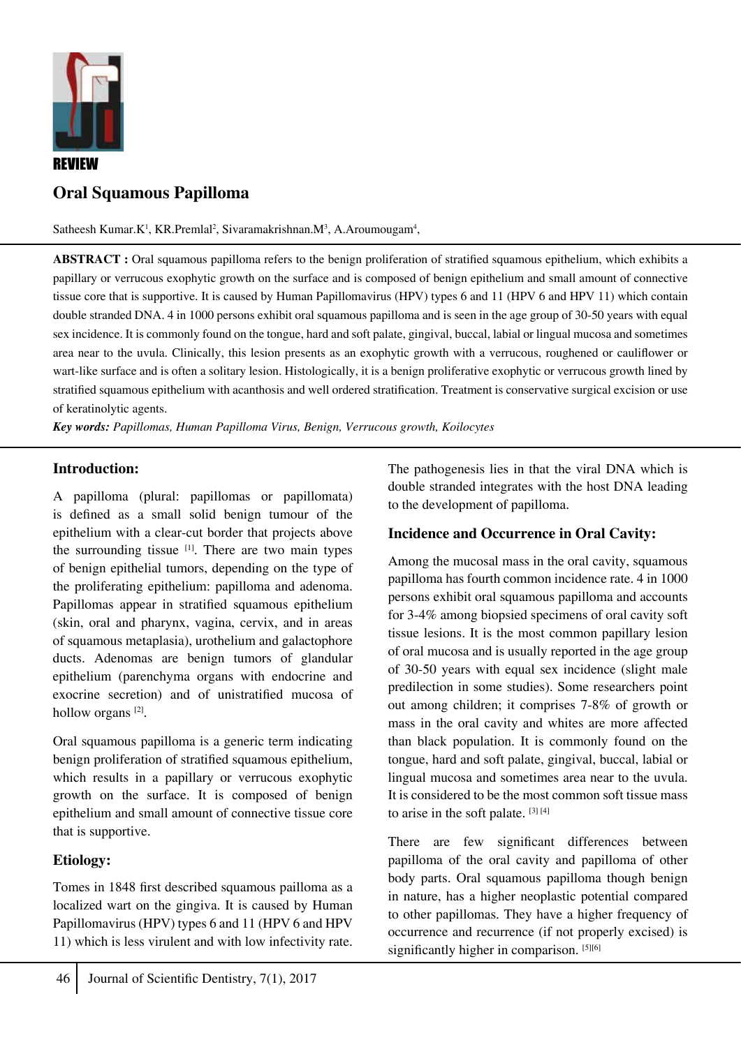REVIEW

# Oral Squamous Papilloma

Satheesh Kumar.K[1], KR.Premlal[2], Sivaramakrishnan.M[3], A.Aroumougam[4],

**ABSTRACT :** Oral squamous papilloma refers to the benign proliferation of stratified squamous epithelium, which exhibits a papillary or verrucous exophytic growth on the surface and is composed of benign epithelium and small amount of connective tissue core that is supportive. It is caused by Human Papillomavirus (HPV) types 6 and 11 (HPV 6 and HPV 11) which contain double stranded DNA. 4 in 1000 persons exhibit oral squamous papilloma and is seen in the age group of 30-50 years with equal sex incidence. It is commonly found on the tongue, hard and soft palate, gingival, buccal, labial or lingual mucosa and sometimes area near to the uvula. Clinically, this lesion presents as an exophytic growth with a verrucous, roughened or cauliflower or wart-like surface and is often a solitary lesion. Histologically, it is a benign proliferative exophytic or verrucous growth lined by stratified squamous epithelium with acanthosis and well ordered stratification. Treatment is conservative surgical excision or use of keratinolytic agents.

***Key words:*** *Papillomas, Human Papilloma Virus, Benign, Verrucous growth, Koilocytes*

## Introduction:

A papilloma (plural: papillomas or papillomata) is defined as a small solid benign tumour of the epithelium with a clear-cut border that projects above the surrounding tissue [1]. There are two main types of benign epithelial tumors, depending on the type of the proliferating epithelium: papilloma and adenoma. Papillomas appear in stratified squamous epithelium (skin, oral and pharynx, vagina, cervix, and in areas of squamous metaplasia), urothelium and galactophore ducts. Adenomas are benign tumors of glandular epithelium (parenchyma organs with endocrine and exocrine secretion) and of unistratified mucosa of hollow organs [2].

Oral squamous papilloma is a generic term indicating benign proliferation of stratified squamous epithelium, which results in a papillary or verrucous exophytic growth on the surface. It is composed of benign epithelium and small amount of connective tissue core that is supportive.

## Etiology:

Tomes in 1848 first described squamous pailloma as a localized wart on the gingiva. It is caused by Human Papillomavirus (HPV) types 6 and 11 (HPV 6 and HPV 11) which is less virulent and with low infectivity rate. The pathogenesis lies in that the viral DNA which is double stranded integrates with the host DNA leading to the development of papilloma.

## Incidence and Occurrence in Oral Cavity:

Among the mucosal mass in the oral cavity, squamous papilloma has fourth common incidence rate. 4 in 1000 persons exhibit oral squamous papilloma and accounts for 3-4% among biopsied specimens of oral cavity soft tissue lesions. It is the most common papillary lesion of oral mucosa and is usually reported in the age group of 30-50 years with equal sex incidence (slight male predilection in some studies). Some researchers point out among children; it comprises 7-8% of growth or mass in the oral cavity and whites are more affected than black population. It is commonly found on the tongue, hard and soft palate, gingival, buccal, labial or lingual mucosa and sometimes area near to the uvula. It is considered to be the most common soft tissue mass to arise in the soft palate. [3] [4]

There are few significant differences between papilloma of the oral cavity and papilloma of other body parts. Oral squamous papilloma though benign in nature, has a higher neoplastic potential compared to other papillomas. They have a higher frequency of occurrence and recurrence (if not properly excised) is significantly higher in comparison. [5][6]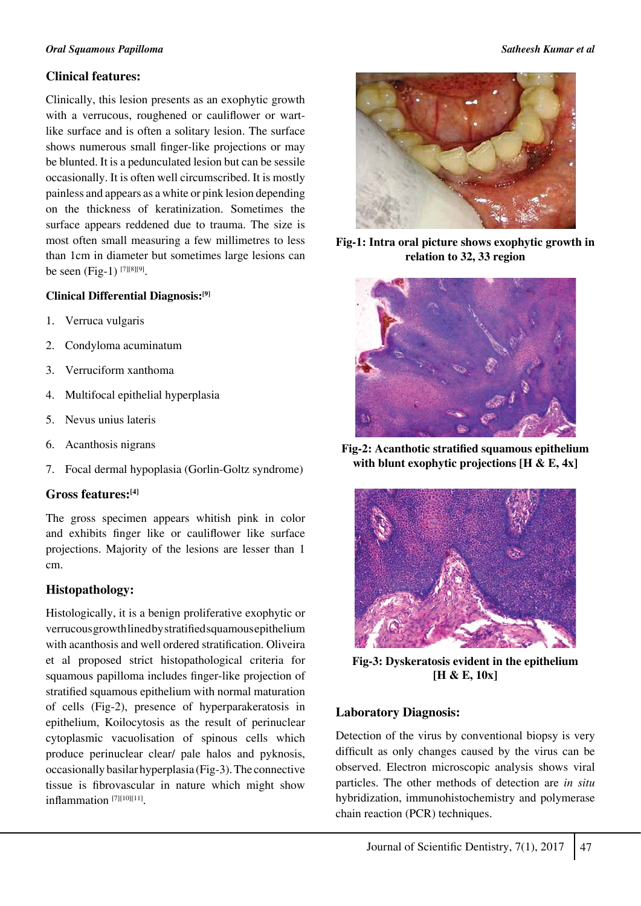## Clinical features:

Clinically, this lesion presents as an exophytic growth with a verrucous, roughened or cauliflower or wart-like surface and is often a solitary lesion. The surface shows numerous small finger-like projections or may be blunted. It is a pedunculated lesion but can be sessile occasionally. It is often well circumscribed. It is mostly painless and appears as a white or pink lesion depending on the thickness of keratinization. Sometimes the surface appears reddened due to trauma. The size is most often small measuring a few millimetres to less than 1cm in diameter but sometimes large lesions can be seen (Fig-1) [7][8][9].

### Clinical Differential Diagnosis:[9]

1. Verruca vulgaris
2. Condyloma acuminatum
3. Verruciform xanthoma
4. Multifocal epithelial hyperplasia
5. Nevus unius lateris
6. Acanthosis nigrans
7. Focal dermal hypoplasia (Gorlin-Goltz syndrome)

## Gross features:[4]

The gross specimen appears whitish pink in color and exhibits finger like or cauliflower like surface projections. Majority of the lesions are lesser than 1 cm.

## Histopathology:

Histologically, it is a benign proliferative exophytic or verrucous growth lined by stratified squamous epithelium with acanthosis and well ordered stratification. Oliveira et al proposed strict histopathological criteria for squamous papilloma includes finger-like projection of stratified squamous epithelium with normal maturation of cells (Fig-2), presence of hyperparakeratosis in epithelium, Koilocytosis as the result of perinuclear cytoplasmic vacuolisation of spinous cells which produce perinuclear clear/ pale halos and pyknosis, occasionally basilar hyperplasia (Fig-3). The connective tissue is fibrovascular in nature which might show inflammation [7][10][11].

**Fig-1: Intra oral picture shows exophytic growth in relation to 32, 33 region**

**Fig-2: Acanthotic stratified squamous epithelium with blunt exophytic projections [H & E, 4x]**

**Fig-3: Dyskeratosis evident in the epithelium [H & E, 10x]**

## Laboratory Diagnosis:

Detection of the virus by conventional biopsy is very difficult as only changes caused by the virus can be observed. Electron microscopic analysis shows viral particles. The other methods of detection are *in situ* hybridization, immunohistochemistry and polymerase chain reaction (PCR) techniques.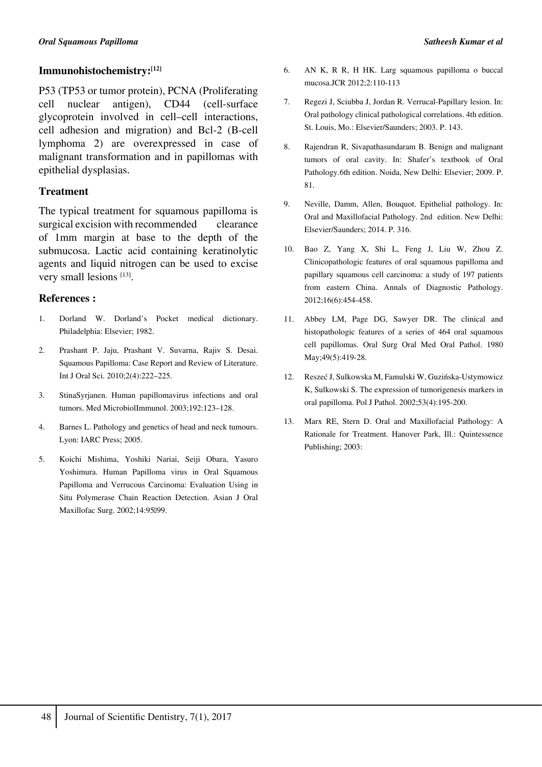### Immunohistochemistry:[12]

P53 (TP53 or tumor protein), PCNA (Proliferating cell nuclear antigen), CD44 (cell-surface glycoprotein involved in cell–cell interactions, cell adhesion and migration) and Bcl-2 (B-cell lymphoma 2) are overexpressed in case of malignant transformation and in papillomas with epithelial dysplasias.

### Treatment

The typical treatment for squamous papilloma is surgical excision with recommended clearance of 1mm margin at base to the depth of the submucosa. Lactic acid containing keratinolytic agents and liquid nitrogen can be used to excise very small lesions [13].

### References :

1. Dorland W. Dorland's Pocket medical dictionary. Philadelphia: Elsevier; 1982.
2. Prashant P. Jaju, Prashant V. Suvarna, Rajiv S. Desai. Squamous Papilloma: Case Report and Review of Literature. Int J Oral Sci. 2010;2(4):222–225.
3. StinaSyrjanen. Human papillomavirus infections and oral tumors. Med MicrobiolImmunol. 2003;192:123–128.
4. Barnes L. Pathology and genetics of head and neck tumours. Lyon: IARC Press; 2005.
5. Koichi Mishima, Yoshiki Nariai, Seiji Obara, Yasuro Yoshimura. Human Papilloma virus in Oral Squamous Papilloma and Verrucous Carcinoma: Evaluation Using in Situ Polymerase Chain Reaction Detection. Asian J Oral Maxillofac Surg. 2002;14:9599.
6. AN K, R R, H HK. Larg squamous papilloma o buccal mucosa.JCR 2012;2:110-113
7. Regezi J, Sciubba J, Jordan R. Verrucal-Papillary lesion. In: Oral pathology clinical pathological correlations. 4th edition. St. Louis, Mo.: Elsevier/Saunders; 2003. P. 143.
8. Rajendran R, Sivapathasundaram B. Benign and malignant tumors of oral cavity. In: Shafer's textbook of Oral Pathology.6th edition. Noida, New Delhi: Elsevier; 2009. P. 81.
9. Neville, Damm, Allen, Bouquot. Epithelial pathology. In: Oral and Maxillofacial Pathology. 2nd edition. New Delhi: Elsevier/Saunders; 2014. P. 316.
10. Bao Z, Yang X, Shi L, Feng J, Liu W, Zhou Z. Clinicopathologic features of oral squamous papilloma and papillary squamous cell carcinoma: a study of 197 patients from eastern China. Annals of Diagnostic Pathology. 2012;16(6):454-458.
11. Abbey LM, Page DG, Sawyer DR. The clinical and histopathologic features of a series of 464 oral squamous cell papillomas. Oral Surg Oral Med Oral Pathol. 1980 May;49(5):419-28.
12. Reszeć J, Sulkowska M, Famulski W, Guzińska-Ustymowicz K, Sulkowski S. The expression of tumorigenesis markers in oral papilloma. Pol J Pathol. 2002;53(4):195-200.
13. Marx RE, Stern D. Oral and Maxillofacial Pathology: A Rationale for Treatment. Hanover Park, Ill.: Quintessence Publishing; 2003: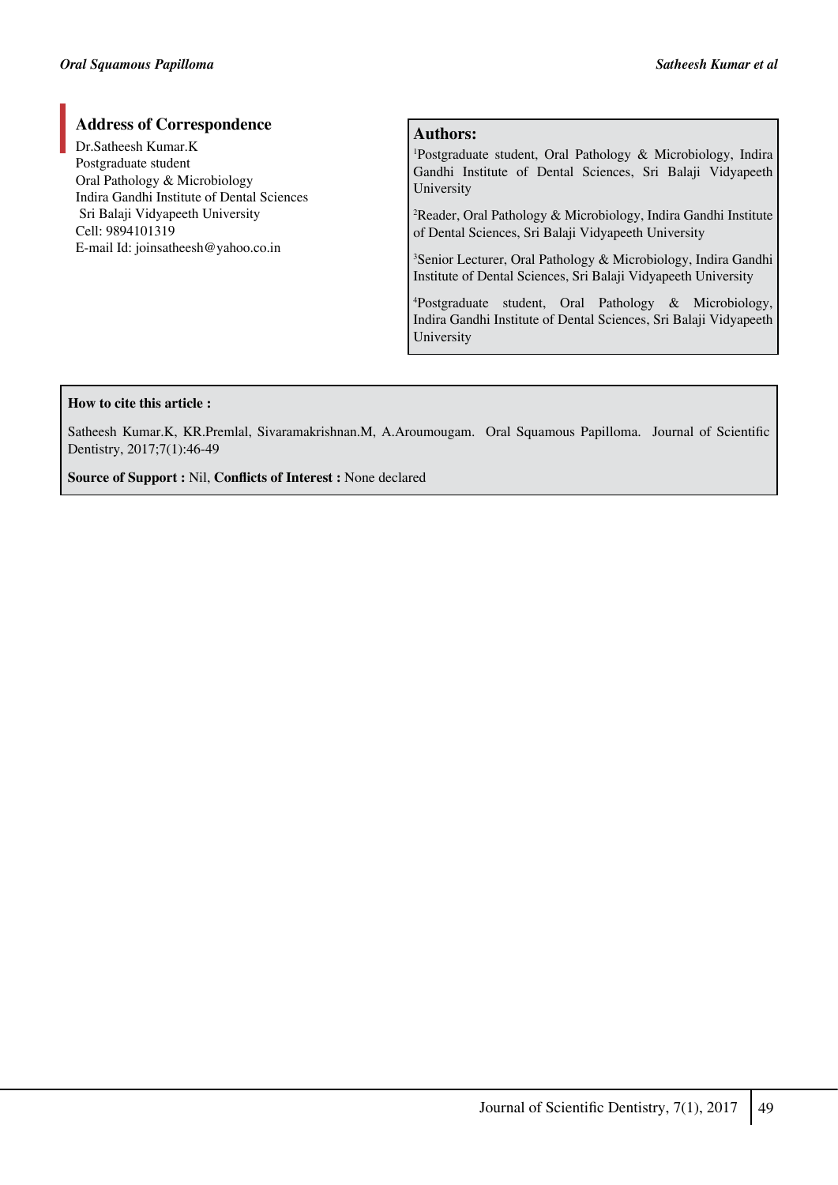## Address of Correspondence

Dr.Satheesh Kumar.K
Postgraduate student
Oral Pathology & Microbiology
Indira Gandhi Institute of Dental Sciences
Sri Balaji Vidyapeeth University
Cell: 9894101319
E-mail Id: joinsatheesh@yahoo.co.in

## Authors:

[1]Postgraduate student, Oral Pathology & Microbiology, Indira Gandhi Institute of Dental Sciences, Sri Balaji Vidyapeeth University

[2]Reader, Oral Pathology & Microbiology, Indira Gandhi Institute of Dental Sciences, Sri Balaji Vidyapeeth University

[3]Senior Lecturer, Oral Pathology & Microbiology, Indira Gandhi Institute of Dental Sciences, Sri Balaji Vidyapeeth University

[4]Postgraduate student, Oral Pathology & Microbiology, Indira Gandhi Institute of Dental Sciences, Sri Balaji Vidyapeeth University

**How to cite this article :**

Satheesh Kumar.K, KR.Premlal, Sivaramakrishnan.M, A.Aroumougam. Oral Squamous Papilloma. Journal of Scientific Dentistry, 2017;7(1):46-49

**Source of Support :** Nil, **Conflicts of Interest :** None declared